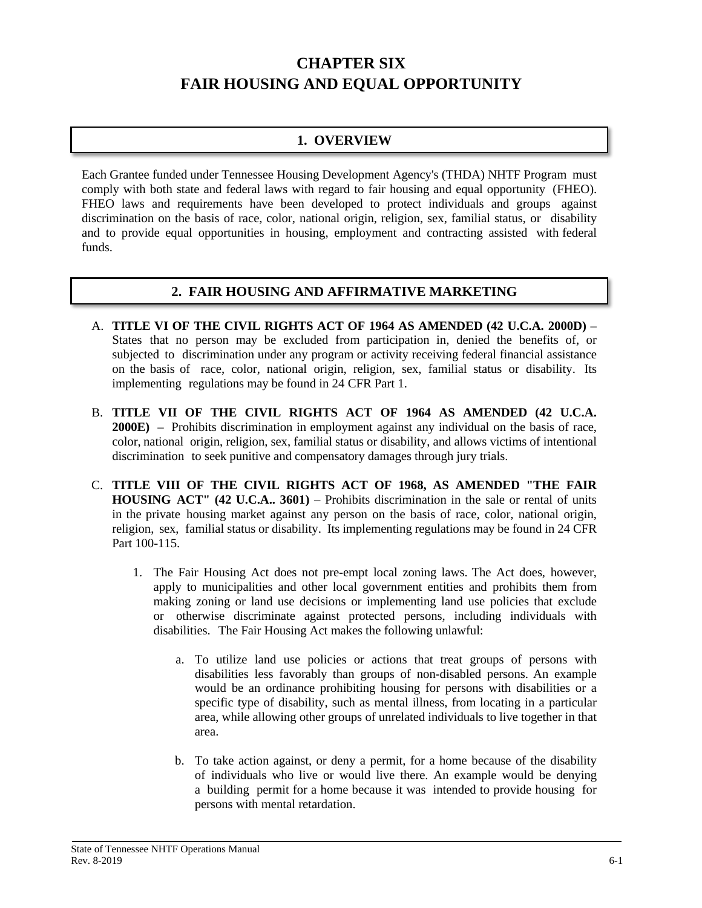# CHAPTER SIX
# FAIR HOUSING AND EQUAL OPPORTUNITY

## 1. OVERVIEW

Each Grantee funded under Tennessee Housing Development Agency's (THDA) NHTF Program must comply with both state and federal laws with regard to fair housing and equal opportunity (FHEO). FHEO laws and requirements have been developed to protect individuals and groups against discrimination on the basis of race, color, national origin, religion, sex, familial status, or disability and to provide equal opportunities in housing, employment and contracting assisted with federal funds.

## 2. FAIR HOUSING AND AFFIRMATIVE MARKETING

A. **TITLE VI OF THE CIVIL RIGHTS ACT OF 1964 AS AMENDED (42 U.C.A. 2000D)** – States that no person may be excluded from participation in, denied the benefits of, or subjected to discrimination under any program or activity receiving federal financial assistance on the basis of race, color, national origin, religion, sex, familial status or disability. Its implementing regulations may be found in 24 CFR Part 1.

B. **TITLE VII OF THE CIVIL RIGHTS ACT OF 1964 AS AMENDED (42 U.C.A. 2000E)** – Prohibits discrimination in employment against any individual on the basis of race, color, national origin, religion, sex, familial status or disability, and allows victims of intentional discrimination to seek punitive and compensatory damages through jury trials.

C. **TITLE VIII OF THE CIVIL RIGHTS ACT OF 1968, AS AMENDED "THE FAIR HOUSING ACT" (42 U.C.A.. 3601)** – Prohibits discrimination in the sale or rental of units in the private housing market against any person on the basis of race, color, national origin, religion, sex, familial status or disability. Its implementing regulations may be found in 24 CFR Part 100-115.

   1. The Fair Housing Act does not pre-empt local zoning laws. The Act does, however, apply to municipalities and other local government entities and prohibits them from making zoning or land use decisions or implementing land use policies that exclude or otherwise discriminate against protected persons, including individuals with disabilities. The Fair Housing Act makes the following unlawful:

      a. To utilize land use policies or actions that treat groups of persons with disabilities less favorably than groups of non-disabled persons. An example would be an ordinance prohibiting housing for persons with disabilities or a specific type of disability, such as mental illness, from locating in a particular area, while allowing other groups of unrelated individuals to live together in that area.

      b. To take action against, or deny a permit, for a home because of the disability of individuals who live or would live there. An example would be denying a building permit for a home because it was intended to provide housing for persons with mental retardation.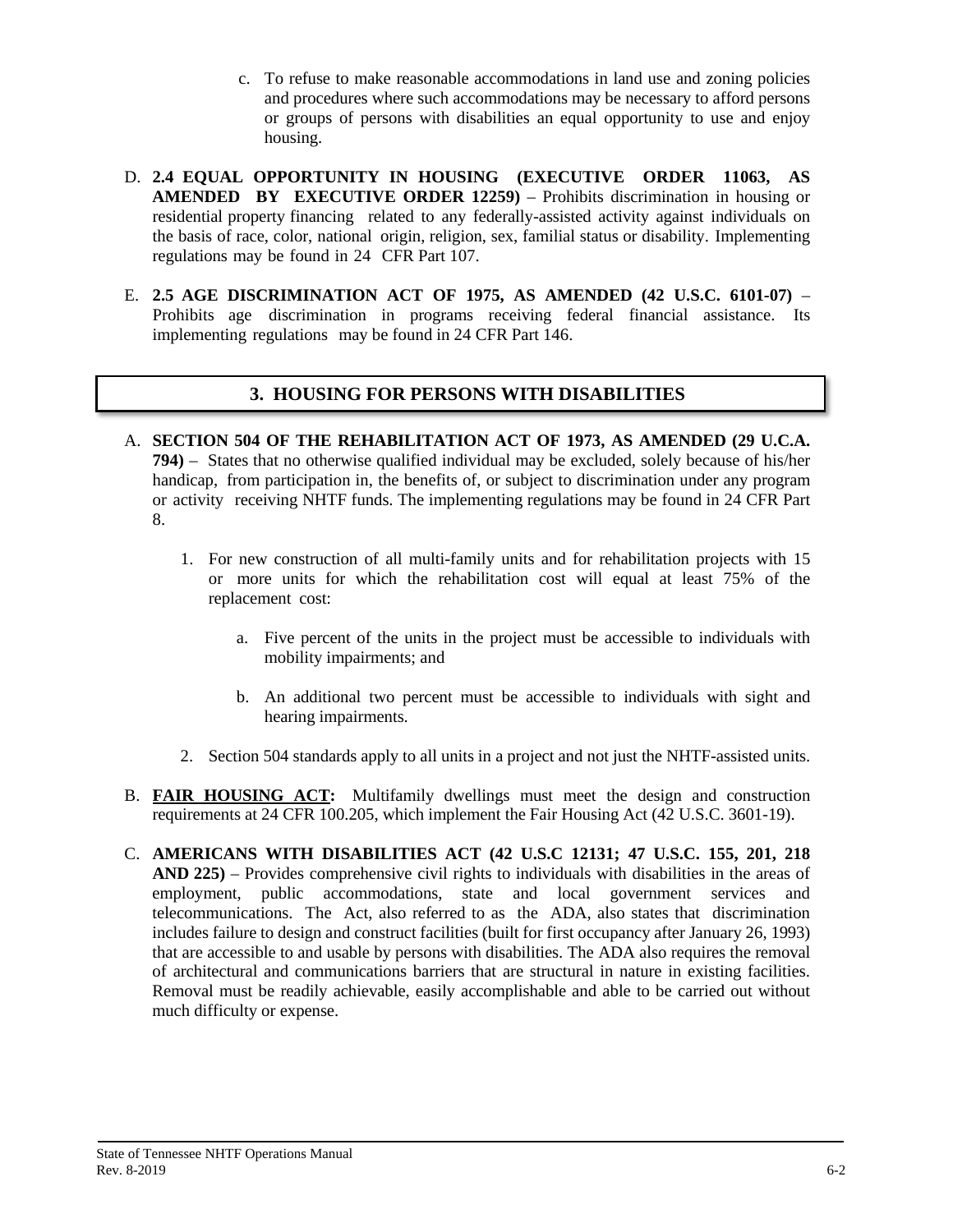c. To refuse to make reasonable accommodations in land use and zoning policies and procedures where such accommodations may be necessary to afford persons or groups of persons with disabilities an equal opportunity to use and enjoy housing.

D. **2.4 EQUAL OPPORTUNITY IN HOUSING (EXECUTIVE ORDER 11063, AS AMENDED BY EXECUTIVE ORDER 12259)** – Prohibits discrimination in housing or residential property financing related to any federally-assisted activity against individuals on the basis of race, color, national origin, religion, sex, familial status or disability. Implementing regulations may be found in 24 CFR Part 107.

E. **2.5 AGE DISCRIMINATION ACT OF 1975, AS AMENDED (42 U.S.C. 6101-07)** – Prohibits age discrimination in programs receiving federal financial assistance. Its implementing regulations may be found in 24 CFR Part 146.

## 3. HOUSING FOR PERSONS WITH DISABILITIES

A. **SECTION 504 OF THE REHABILITATION ACT OF 1973, AS AMENDED (29 U.C.A. 794)** – States that no otherwise qualified individual may be excluded, solely because of his/her handicap, from participation in, the benefits of, or subject to discrimination under any program or activity receiving NHTF funds. The implementing regulations may be found in 24 CFR Part 8.

   1. For new construction of all multi-family units and for rehabilitation projects with 15 or more units for which the rehabilitation cost will equal at least 75% of the replacement cost:

      a. Five percent of the units in the project must be accessible to individuals with mobility impairments; and

      b. An additional two percent must be accessible to individuals with sight and hearing impairments.

   2. Section 504 standards apply to all units in a project and not just the NHTF-assisted units.

B. **FAIR HOUSING ACT:** Multifamily dwellings must meet the design and construction requirements at 24 CFR 100.205, which implement the Fair Housing Act (42 U.S.C. 3601-19).

C. **AMERICANS WITH DISABILITIES ACT (42 U.S.C 12131; 47 U.S.C. 155, 201, 218 AND 225)** – Provides comprehensive civil rights to individuals with disabilities in the areas of employment, public accommodations, state and local government services and telecommunications. The Act, also referred to as the ADA, also states that discrimination includes failure to design and construct facilities (built for first occupancy after January 26, 1993) that are accessible to and usable by persons with disabilities. The ADA also requires the removal of architectural and communications barriers that are structural in nature in existing facilities. Removal must be readily achievable, easily accomplishable and able to be carried out without much difficulty or expense.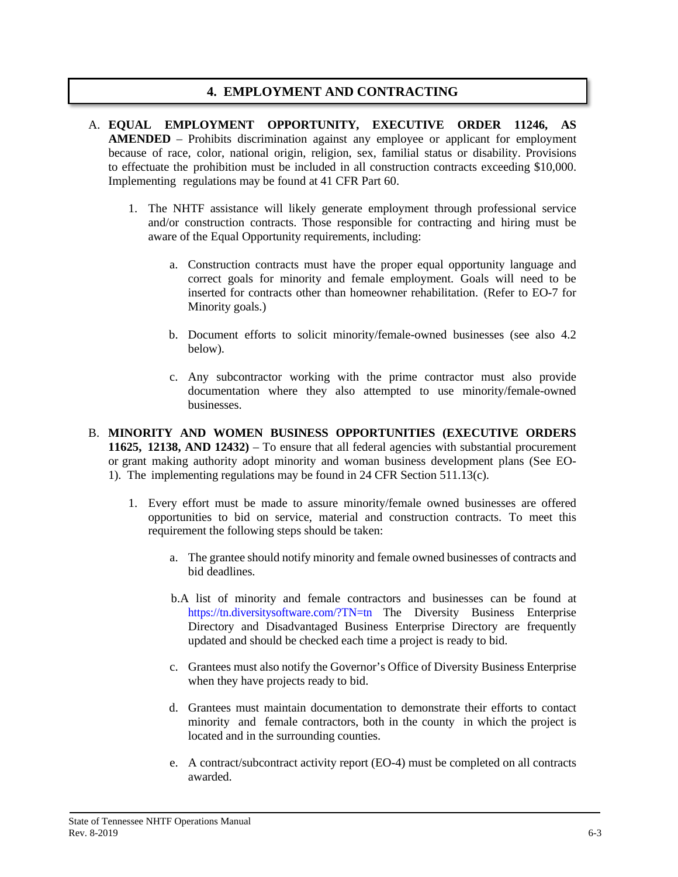## 4. EMPLOYMENT AND CONTRACTING

A. **EQUAL EMPLOYMENT OPPORTUNITY, EXECUTIVE ORDER 11246, AS AMENDED** – Prohibits discrimination against any employee or applicant for employment because of race, color, national origin, religion, sex, familial status or disability. Provisions to effectuate the prohibition must be included in all construction contracts exceeding $10,000. Implementing regulations may be found at 41 CFR Part 60.

   1. The NHTF assistance will likely generate employment through professional service and/or construction contracts. Those responsible for contracting and hiring must be aware of the Equal Opportunity requirements, including:

      a. Construction contracts must have the proper equal opportunity language and correct goals for minority and female employment. Goals will need to be inserted for contracts other than homeowner rehabilitation. (Refer to EO-7 for Minority goals.)

      b. Document efforts to solicit minority/female-owned businesses (see also 4.2 below).

      c. Any subcontractor working with the prime contractor must also provide documentation where they also attempted to use minority/female-owned businesses.

B. **MINORITY AND WOMEN BUSINESS OPPORTUNITIES (EXECUTIVE ORDERS 11625, 12138, AND 12432)** – To ensure that all federal agencies with substantial procurement or grant making authority adopt minority and woman business development plans (See EO-1). The implementing regulations may be found in 24 CFR Section 511.13(c).

   1. Every effort must be made to assure minority/female owned businesses are offered opportunities to bid on service, material and construction contracts. To meet this requirement the following steps should be taken:

      a. The grantee should notify minority and female owned businesses of contracts and bid deadlines.

      b. A list of minority and female contractors and businesses can be found at https://tn.diversitysoftware.com/?TN=tn The Diversity Business Enterprise Directory and Disadvantaged Business Enterprise Directory are frequently updated and should be checked each time a project is ready to bid.

      c. Grantees must also notify the Governor's Office of Diversity Business Enterprise when they have projects ready to bid.

      d. Grantees must maintain documentation to demonstrate their efforts to contact minority and female contractors, both in the county in which the project is located and in the surrounding counties.

      e. A contract/subcontract activity report (EO-4) must be completed on all contracts awarded.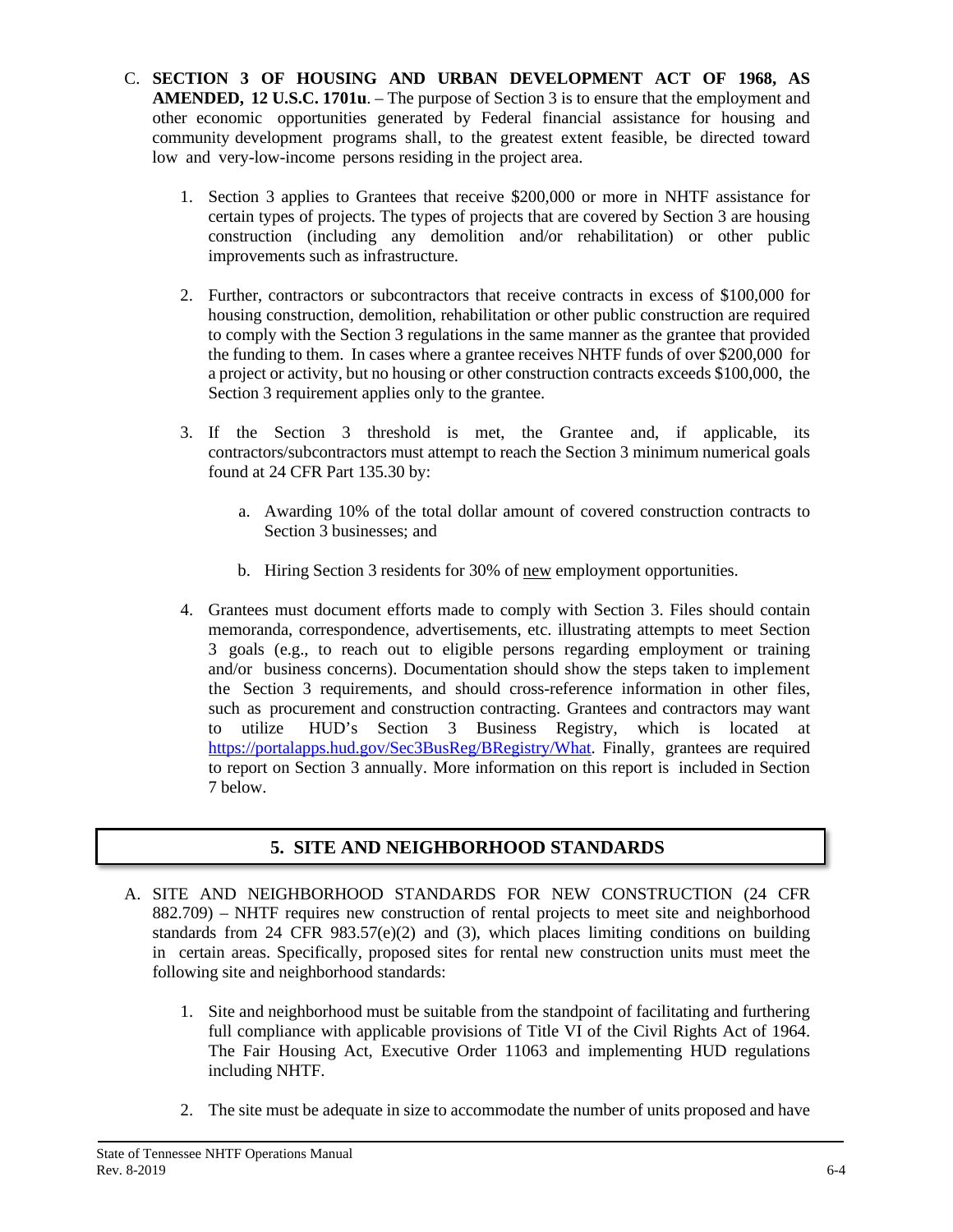C. **SECTION 3 OF HOUSING AND URBAN DEVELOPMENT ACT OF 1968, AS AMENDED, 12 U.S.C. 1701u**. – The purpose of Section 3 is to ensure that the employment and other economic opportunities generated by Federal financial assistance for housing and community development programs shall, to the greatest extent feasible, be directed toward low and very-low-income persons residing in the project area.

1. Section 3 applies to Grantees that receive $200,000 or more in NHTF assistance for certain types of projects. The types of projects that are covered by Section 3 are housing construction (including any demolition and/or rehabilitation) or other public improvements such as infrastructure.

2. Further, contractors or subcontractors that receive contracts in excess of $100,000 for housing construction, demolition, rehabilitation or other public construction are required to comply with the Section 3 regulations in the same manner as the grantee that provided the funding to them. In cases where a grantee receives NHTF funds of over $200,000 for a project or activity, but no housing or other construction contracts exceeds $100,000, the Section 3 requirement applies only to the grantee.

3. If the Section 3 threshold is met, the Grantee and, if applicable, its contractors/subcontractors must attempt to reach the Section 3 minimum numerical goals found at 24 CFR Part 135.30 by:

   a. Awarding 10% of the total dollar amount of covered construction contracts to Section 3 businesses; and

   b. Hiring Section 3 residents for 30% of new employment opportunities.

4. Grantees must document efforts made to comply with Section 3. Files should contain memoranda, correspondence, advertisements, etc. illustrating attempts to meet Section 3 goals (e.g., to reach out to eligible persons regarding employment or training and/or business concerns). Documentation should show the steps taken to implement the Section 3 requirements, and should cross-reference information in other files, such as procurement and construction contracting. Grantees and contractors may want to utilize HUD's Section 3 Business Registry, which is located at [https://portalapps.hud.gov/Sec3BusReg/BRegistry/What](https://portalapps.hud.gov/Sec3BusReg/BRegistry/What). Finally, grantees are required to report on Section 3 annually. More information on this report is included in Section 7 below.

## 5. SITE AND NEIGHBORHOOD STANDARDS

A. SITE AND NEIGHBORHOOD STANDARDS FOR NEW CONSTRUCTION (24 CFR 882.709) – NHTF requires new construction of rental projects to meet site and neighborhood standards from 24 CFR 983.57(e)(2) and (3), which places limiting conditions on building in certain areas. Specifically, proposed sites for rental new construction units must meet the following site and neighborhood standards:

1. Site and neighborhood must be suitable from the standpoint of facilitating and furthering full compliance with applicable provisions of Title VI of the Civil Rights Act of 1964. The Fair Housing Act, Executive Order 11063 and implementing HUD regulations including NHTF.

2. The site must be adequate in size to accommodate the number of units proposed and have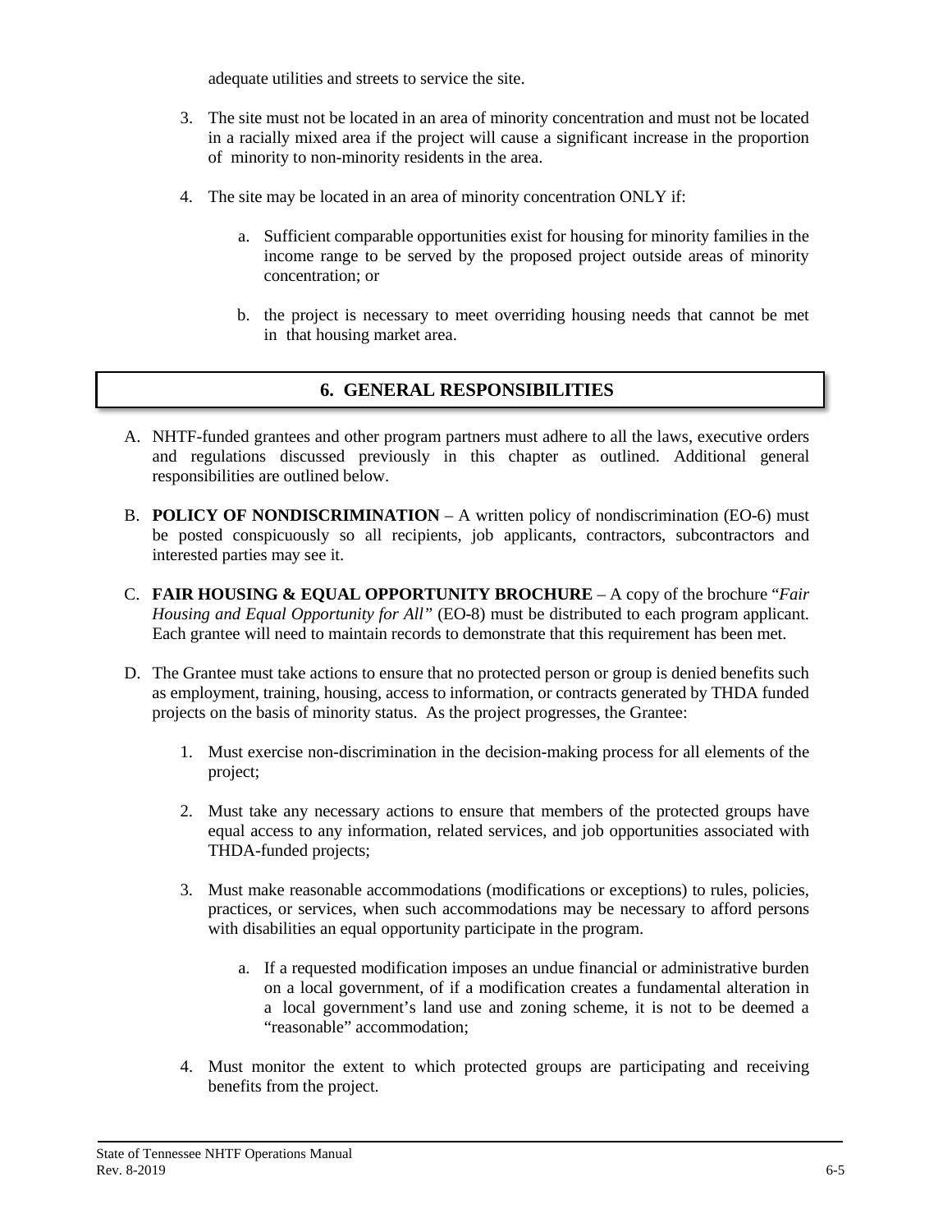adequate utilities and streets to service the site.

3. The site must not be located in an area of minority concentration and must not be located in a racially mixed area if the project will cause a significant increase in the proportion of minority to non-minority residents in the area.

4. The site may be located in an area of minority concentration ONLY if:

   a. Sufficient comparable opportunities exist for housing for minority families in the income range to be served by the proposed project outside areas of minority concentration; or

   b. the project is necessary to meet overriding housing needs that cannot be met in that housing market area.

## 6. GENERAL RESPONSIBILITIES

A. NHTF-funded grantees and other program partners must adhere to all the laws, executive orders and regulations discussed previously in this chapter as outlined. Additional general responsibilities are outlined below.

B. **POLICY OF NONDISCRIMINATION** – A written policy of nondiscrimination (EO-6) must be posted conspicuously so all recipients, job applicants, contractors, subcontractors and interested parties may see it.

C. **FAIR HOUSING & EQUAL OPPORTUNITY BROCHURE** – A copy of the brochure "*Fair Housing and Equal Opportunity for All"* (EO-8) must be distributed to each program applicant. Each grantee will need to maintain records to demonstrate that this requirement has been met.

D. The Grantee must take actions to ensure that no protected person or group is denied benefits such as employment, training, housing, access to information, or contracts generated by THDA funded projects on the basis of minority status. As the project progresses, the Grantee:

   1. Must exercise non-discrimination in the decision-making process for all elements of the project;

   2. Must take any necessary actions to ensure that members of the protected groups have equal access to any information, related services, and job opportunities associated with THDA-funded projects;

   3. Must make reasonable accommodations (modifications or exceptions) to rules, policies, practices, or services, when such accommodations may be necessary to afford persons with disabilities an equal opportunity participate in the program.

      a. If a requested modification imposes an undue financial or administrative burden on a local government, of if a modification creates a fundamental alteration in a local government's land use and zoning scheme, it is not to be deemed a "reasonable" accommodation;

   4. Must monitor the extent to which protected groups are participating and receiving benefits from the project.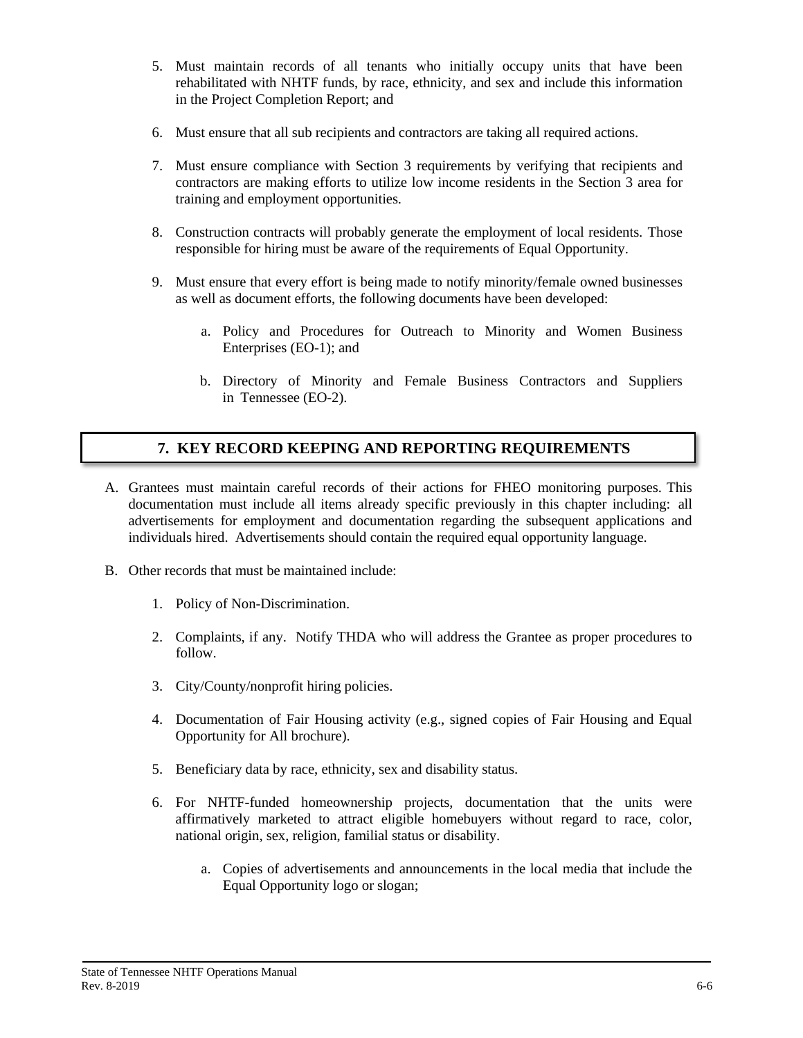5. Must maintain records of all tenants who initially occupy units that have been rehabilitated with NHTF funds, by race, ethnicity, and sex and include this information in the Project Completion Report; and

6. Must ensure that all sub recipients and contractors are taking all required actions.

7. Must ensure compliance with Section 3 requirements by verifying that recipients and contractors are making efforts to utilize low income residents in the Section 3 area for training and employment opportunities.

8. Construction contracts will probably generate the employment of local residents. Those responsible for hiring must be aware of the requirements of Equal Opportunity.

9. Must ensure that every effort is being made to notify minority/female owned businesses as well as document efforts, the following documents have been developed:

    a. Policy and Procedures for Outreach to Minority and Women Business Enterprises (EO-1); and

    b. Directory of Minority and Female Business Contractors and Suppliers in Tennessee (EO-2).

## 7. KEY RECORD KEEPING AND REPORTING REQUIREMENTS

A. Grantees must maintain careful records of their actions for FHEO monitoring purposes. This documentation must include all items already specific previously in this chapter including: all advertisements for employment and documentation regarding the subsequent applications and individuals hired. Advertisements should contain the required equal opportunity language.

B. Other records that must be maintained include:

1. Policy of Non-Discrimination.

2. Complaints, if any. Notify THDA who will address the Grantee as proper procedures to follow.

3. City/County/nonprofit hiring policies.

4. Documentation of Fair Housing activity (e.g., signed copies of Fair Housing and Equal Opportunity for All brochure).

5. Beneficiary data by race, ethnicity, sex and disability status.

6. For NHTF-funded homeownership projects, documentation that the units were affirmatively marketed to attract eligible homebuyers without regard to race, color, national origin, sex, religion, familial status or disability.

    a. Copies of advertisements and announcements in the local media that include the Equal Opportunity logo or slogan;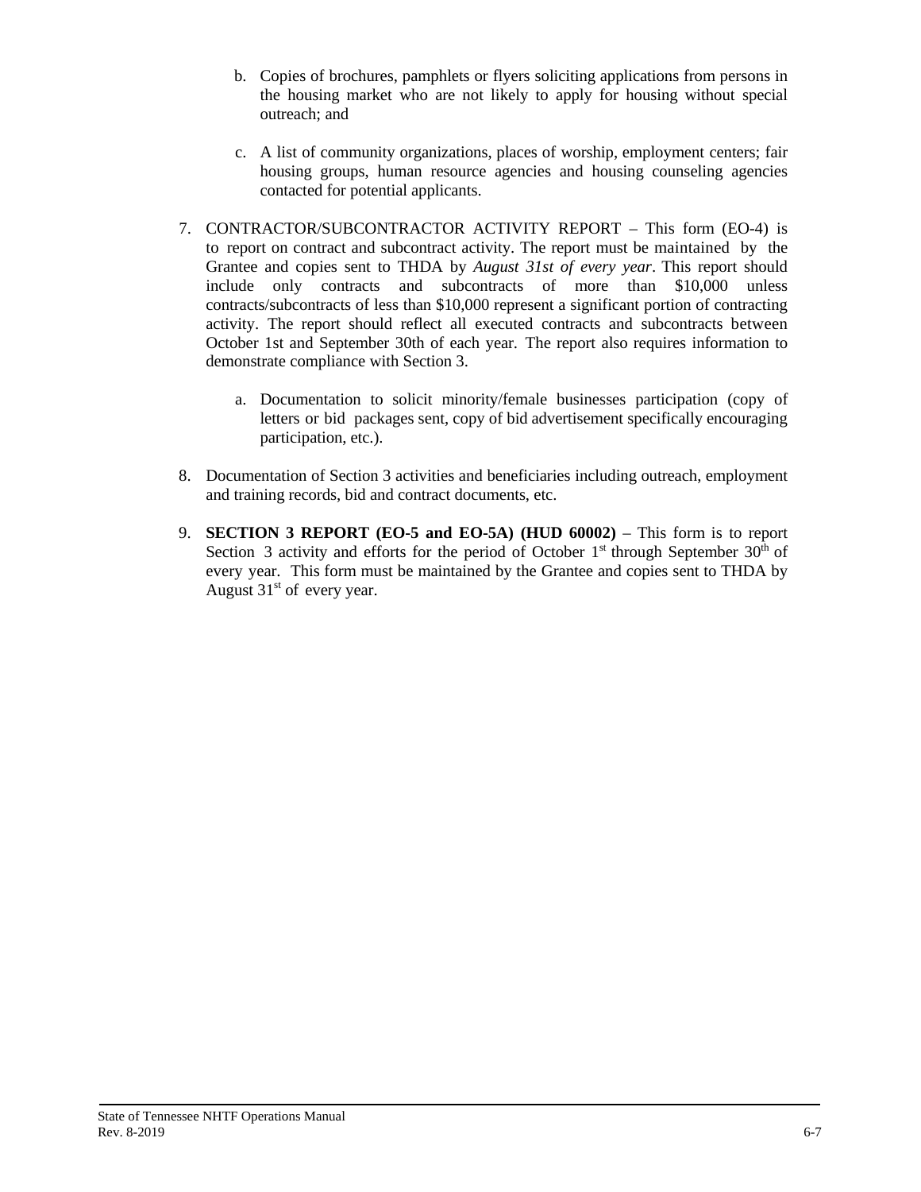b. Copies of brochures, pamphlets or flyers soliciting applications from persons in the housing market who are not likely to apply for housing without special outreach; and

   c. A list of community organizations, places of worship, employment centers; fair housing groups, human resource agencies and housing counseling agencies contacted for potential applicants.

7. CONTRACTOR/SUBCONTRACTOR ACTIVITY REPORT – This form (EO-4) is to report on contract and subcontract activity. The report must be maintained by the Grantee and copies sent to THDA by *August 31st of every year*. This report should include only contracts and subcontracts of more than $10,000 unless contracts/subcontracts of less than $10,000 represent a significant portion of contracting activity. The report should reflect all executed contracts and subcontracts between October 1st and September 30th of each year. The report also requires information to demonstrate compliance with Section 3.

   a. Documentation to solicit minority/female businesses participation (copy of letters or bid packages sent, copy of bid advertisement specifically encouraging participation, etc.).

8. Documentation of Section 3 activities and beneficiaries including outreach, employment and training records, bid and contract documents, etc.

9. **SECTION 3 REPORT (EO-5 and EO-5A) (HUD 60002)** – This form is to report Section 3 activity and efforts for the period of October 1st through September 30th of every year. This form must be maintained by the Grantee and copies sent to THDA by August 31st of every year.